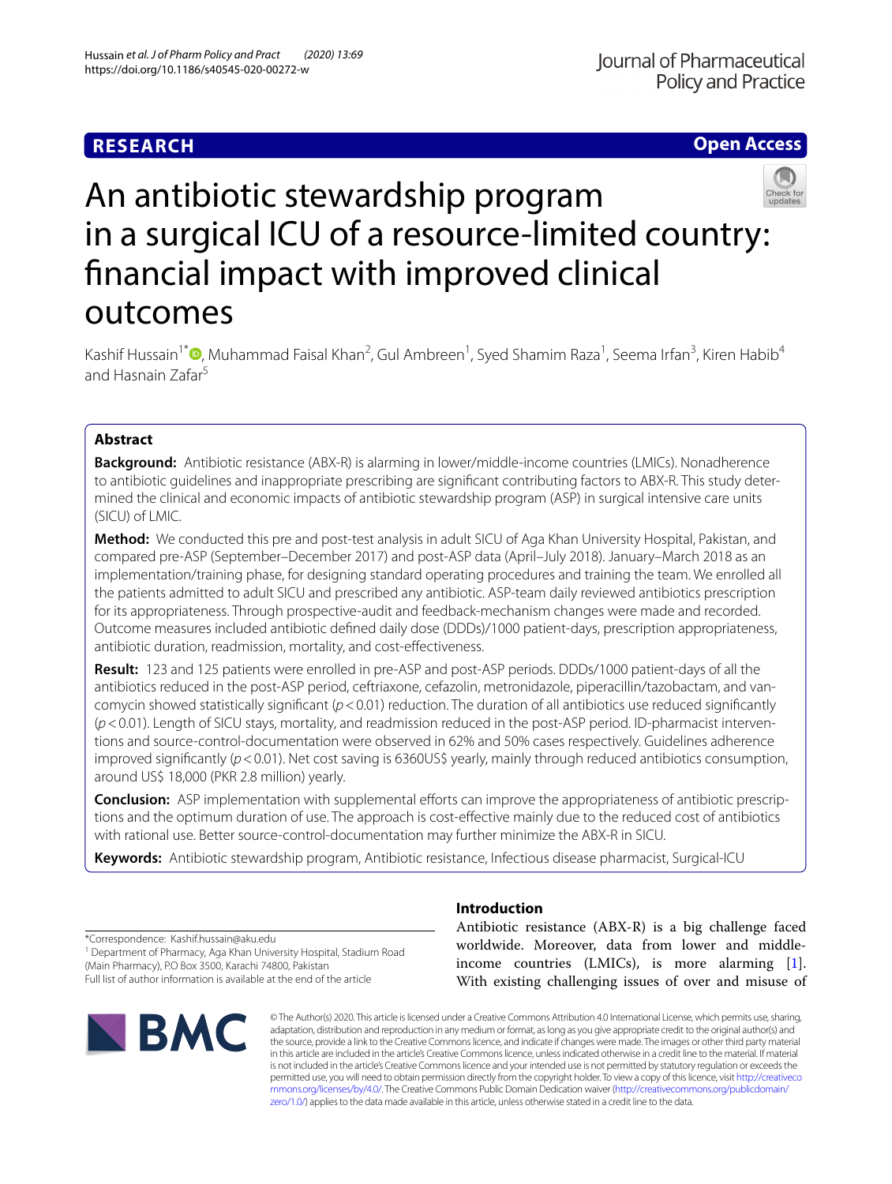RESEARCH

Open Access

# An antibiotic stewardship program in a surgical ICU of a resource-limited country: financial impact with improved clinical outcomes

Kashif Hussain[1*], Muhammad Faisal Khan[2], Gul Ambreen[1], Syed Shamim Raza[1], Seema Irfan[3], Kiren Habib[4] and Hasnain Zafar[5]

## Abstract

**Background:** Antibiotic resistance (ABX-R) is alarming in lower/middle-income countries (LMICs). Nonadherence to antibiotic guidelines and inappropriate prescribing are significant contributing factors to ABX-R. This study determined the clinical and economic impacts of antibiotic stewardship program (ASP) in surgical intensive care units (SICU) of LMIC.

**Method:** We conducted this pre and post-test analysis in adult SICU of Aga Khan University Hospital, Pakistan, and compared pre-ASP (September–December 2017) and post-ASP data (April–July 2018). January–March 2018 as an implementation/training phase, for designing standard operating procedures and training the team. We enrolled all the patients admitted to adult SICU and prescribed any antibiotic. ASP-team daily reviewed antibiotics prescription for its appropriateness. Through prospective-audit and feedback-mechanism changes were made and recorded. Outcome measures included antibiotic defined daily dose (DDDs)/1000 patient-days, prescription appropriateness, antibiotic duration, readmission, mortality, and cost-effectiveness.

**Result:** 123 and 125 patients were enrolled in pre-ASP and post-ASP periods. DDDs/1000 patient-days of all the antibiotics reduced in the post-ASP period, ceftriaxone, cefazolin, metronidazole, piperacillin/tazobactam, and vancomycin showed statistically significant ($p < 0.01$) reduction. The duration of all antibiotics use reduced significantly ($p < 0.01$). Length of SICU stays, mortality, and readmission reduced in the post-ASP period. ID-pharmacist interventions and source-control-documentation were observed in 62% and 50% cases respectively. Guidelines adherence improved significantly ($p < 0.01$). Net cost saving is 6360US$ yearly, mainly through reduced antibiotics consumption, around US$ 18,000 (PKR 2.8 million) yearly.

**Conclusion:** ASP implementation with supplemental efforts can improve the appropriateness of antibiotic prescriptions and the optimum duration of use. The approach is cost-effective mainly due to the reduced cost of antibiotics with rational use. Better source-control-documentation may further minimize the ABX-R in SICU.

**Keywords:** Antibiotic stewardship program, Antibiotic resistance, Infectious disease pharmacist, Surgical-ICU

*Correspondence: Kashif.hussain@aku.edu
[1] Department of Pharmacy, Aga Khan University Hospital, Stadium Road (Main Pharmacy), P.O Box 3500, Karachi 74800, Pakistan
Full list of author information is available at the end of the article

## Introduction

Antibiotic resistance (ABX-R) is a big challenge faced worldwide. Moreover, data from lower and middle-income countries (LMICs), is more alarming [1]. With existing challenging issues of over and misuse of

© The Author(s) 2020. This article is licensed under a Creative Commons Attribution 4.0 International License, which permits use, sharing, adaptation, distribution and reproduction in any medium or format, as long as you give appropriate credit to the original author(s) and the source, provide a link to the Creative Commons licence, and indicate if changes were made. The images or other third party material in this article are included in the article's Creative Commons licence, unless indicated otherwise in a credit line to the material. If material is not included in the article's Creative Commons licence and your intended use is not permitted by statutory regulation or exceeds the permitted use, you will need to obtain permission directly from the copyright holder. To view a copy of this licence, visit http://creativecommons.org/licenses/by/4.0/. The Creative Commons Public Domain Dedication waiver (http://creativecommons.org/publicdomain/zero/1.0/) applies to the data made available in this article, unless otherwise stated in a credit line to the data.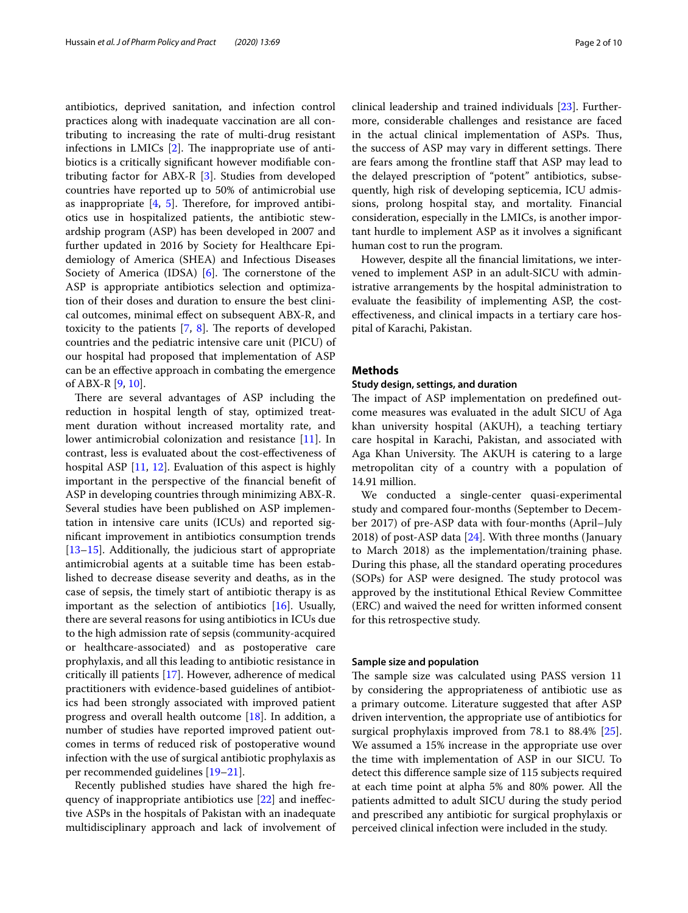antibiotics, deprived sanitation, and infection control practices along with inadequate vaccination are all contributing to increasing the rate of multi-drug resistant infections in LMICs [2]. The inappropriate use of antibiotics is a critically significant however modifiable contributing factor for ABX-R [3]. Studies from developed countries have reported up to 50% of antimicrobial use as inappropriate [4, 5]. Therefore, for improved antibiotics use in hospitalized patients, the antibiotic stewardship program (ASP) has been developed in 2007 and further updated in 2016 by Society for Healthcare Epidemiology of America (SHEA) and Infectious Diseases Society of America (IDSA) [6]. The cornerstone of the ASP is appropriate antibiotics selection and optimization of their doses and duration to ensure the best clinical outcomes, minimal effect on subsequent ABX-R, and toxicity to the patients [7, 8]. The reports of developed countries and the pediatric intensive care unit (PICU) of our hospital had proposed that implementation of ASP can be an effective approach in combating the emergence of ABX-R [9, 10].

There are several advantages of ASP including the reduction in hospital length of stay, optimized treatment duration without increased mortality rate, and lower antimicrobial colonization and resistance [11]. In contrast, less is evaluated about the cost-effectiveness of hospital ASP [11, 12]. Evaluation of this aspect is highly important in the perspective of the financial benefit of ASP in developing countries through minimizing ABX-R. Several studies have been published on ASP implementation in intensive care units (ICUs) and reported significant improvement in antibiotics consumption trends [13–15]. Additionally, the judicious start of appropriate antimicrobial agents at a suitable time has been established to decrease disease severity and deaths, as in the case of sepsis, the timely start of antibiotic therapy is as important as the selection of antibiotics [16]. Usually, there are several reasons for using antibiotics in ICUs due to the high admission rate of sepsis (community-acquired or healthcare-associated) and as postoperative care prophylaxis, and all this leading to antibiotic resistance in critically ill patients [17]. However, adherence of medical practitioners with evidence-based guidelines of antibiotics had been strongly associated with improved patient progress and overall health outcome [18]. In addition, a number of studies have reported improved patient outcomes in terms of reduced risk of postoperative wound infection with the use of surgical antibiotic prophylaxis as per recommended guidelines [19–21].

Recently published studies have shared the high frequency of inappropriate antibiotics use [22] and ineffective ASPs in the hospitals of Pakistan with an inadequate multidisciplinary approach and lack of involvement of clinical leadership and trained individuals [23]. Furthermore, considerable challenges and resistance are faced in the actual clinical implementation of ASPs. Thus, the success of ASP may vary in different settings. There are fears among the frontline staff that ASP may lead to the delayed prescription of "potent" antibiotics, subsequently, high risk of developing septicemia, ICU admissions, prolong hospital stay, and mortality. Financial consideration, especially in the LMICs, is another important hurdle to implement ASP as it involves a significant human cost to run the program.

However, despite all the financial limitations, we intervened to implement ASP in an adult-SICU with administrative arrangements by the hospital administration to evaluate the feasibility of implementing ASP, the cost-effectiveness, and clinical impacts in a tertiary care hospital of Karachi, Pakistan.

## Methods

### Study design, settings, and duration

The impact of ASP implementation on predefined outcome measures was evaluated in the adult SICU of Aga khan university hospital (AKUH), a teaching tertiary care hospital in Karachi, Pakistan, and associated with Aga Khan University. The AKUH is catering to a large metropolitan city of a country with a population of 14.91 million.

We conducted a single-center quasi-experimental study and compared four-months (September to December 2017) of pre-ASP data with four-months (April–July 2018) of post-ASP data [24]. With three months (January to March 2018) as the implementation/training phase. During this phase, all the standard operating procedures (SOPs) for ASP were designed. The study protocol was approved by the institutional Ethical Review Committee (ERC) and waived the need for written informed consent for this retrospective study.

### Sample size and population

The sample size was calculated using PASS version 11 by considering the appropriateness of antibiotic use as a primary outcome. Literature suggested that after ASP driven intervention, the appropriate use of antibiotics for surgical prophylaxis improved from 78.1 to 88.4% [25]. We assumed a 15% increase in the appropriate use over the time with implementation of ASP in our SICU. To detect this difference sample size of 115 subjects required at each time point at alpha 5% and 80% power. All the patients admitted to adult SICU during the study period and prescribed any antibiotic for surgical prophylaxis or perceived clinical infection were included in the study.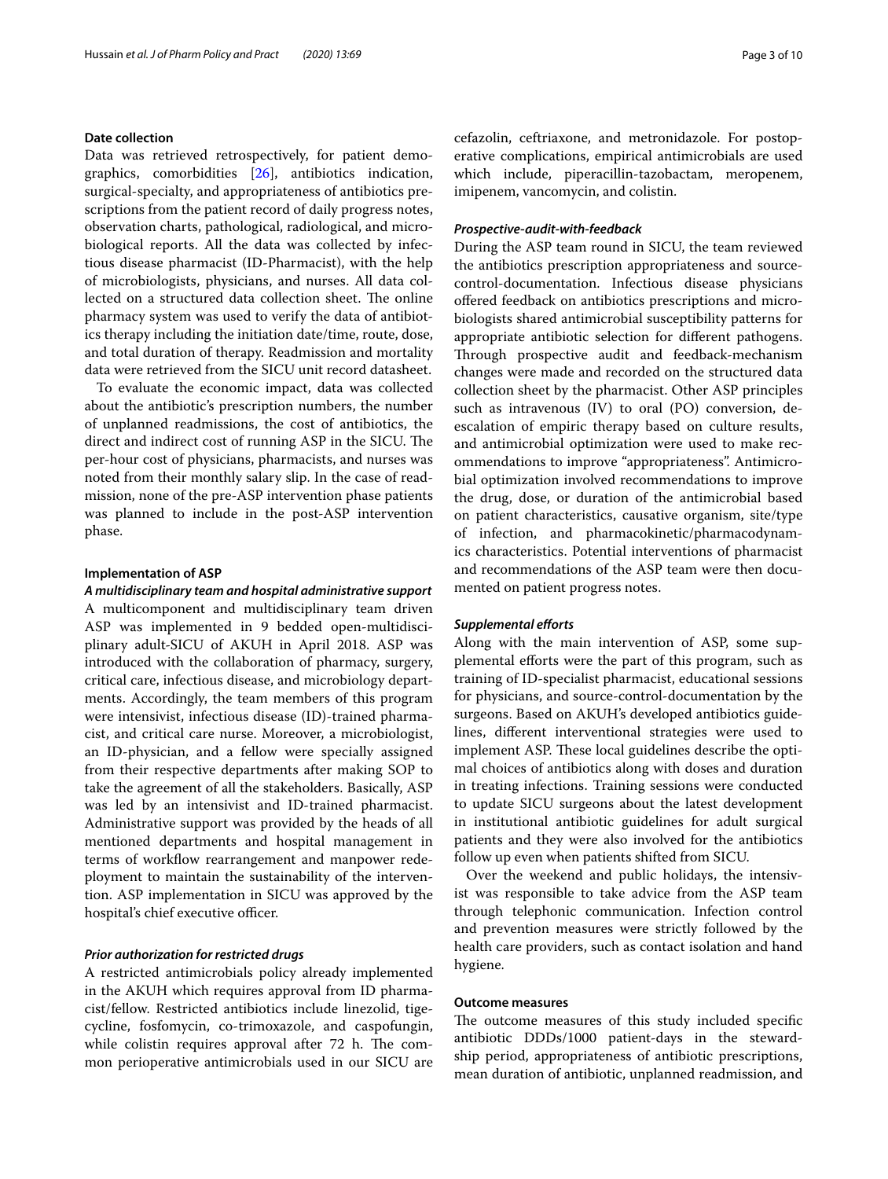### Date collection

Data was retrieved retrospectively, for patient demographics, comorbidities [26], antibiotics indication, surgical-specialty, and appropriateness of antibiotics prescriptions from the patient record of daily progress notes, observation charts, pathological, radiological, and microbiological reports. All the data was collected by infectious disease pharmacist (ID-Pharmacist), with the help of microbiologists, physicians, and nurses. All data collected on a structured data collection sheet. The online pharmacy system was used to verify the data of antibiotics therapy including the initiation date/time, route, dose, and total duration of therapy. Readmission and mortality data were retrieved from the SICU unit record datasheet.

To evaluate the economic impact, data was collected about the antibiotic's prescription numbers, the number of unplanned readmissions, the cost of antibiotics, the direct and indirect cost of running ASP in the SICU. The per-hour cost of physicians, pharmacists, and nurses was noted from their monthly salary slip. In the case of readmission, none of the pre-ASP intervention phase patients was planned to include in the post-ASP intervention phase.

### Implementation of ASP

#### *A multidisciplinary team and hospital administrative support*

A multicomponent and multidisciplinary team driven ASP was implemented in 9 bedded open-multidisciplinary adult-SICU of AKUH in April 2018. ASP was introduced with the collaboration of pharmacy, surgery, critical care, infectious disease, and microbiology departments. Accordingly, the team members of this program were intensivist, infectious disease (ID)-trained pharmacist, and critical care nurse. Moreover, a microbiologist, an ID-physician, and a fellow were specially assigned from their respective departments after making SOP to take the agreement of all the stakeholders. Basically, ASP was led by an intensivist and ID-trained pharmacist. Administrative support was provided by the heads of all mentioned departments and hospital management in terms of workflow rearrangement and manpower redeployment to maintain the sustainability of the intervention. ASP implementation in SICU was approved by the hospital's chief executive officer.

#### *Prior authorization for restricted drugs*

A restricted antimicrobials policy already implemented in the AKUH which requires approval from ID pharmacist/fellow. Restricted antibiotics include linezolid, tigecycline, fosfomycin, co-trimoxazole, and caspofungin, while colistin requires approval after 72 h. The common perioperative antimicrobials used in our SICU are cefazolin, ceftriaxone, and metronidazole. For postoperative complications, empirical antimicrobials are used which include, piperacillin-tazobactam, meropenem, imipenem, vancomycin, and colistin.

#### *Prospective-audit-with-feedback*

During the ASP team round in SICU, the team reviewed the antibiotics prescription appropriateness and source-control-documentation. Infectious disease physicians offered feedback on antibiotics prescriptions and microbiologists shared antimicrobial susceptibility patterns for appropriate antibiotic selection for different pathogens. Through prospective audit and feedback-mechanism changes were made and recorded on the structured data collection sheet by the pharmacist. Other ASP principles such as intravenous (IV) to oral (PO) conversion, de-escalation of empiric therapy based on culture results, and antimicrobial optimization were used to make recommendations to improve "appropriateness". Antimicrobial optimization involved recommendations to improve the drug, dose, or duration of the antimicrobial based on patient characteristics, causative organism, site/type of infection, and pharmacokinetic/pharmacodynamics characteristics. Potential interventions of pharmacist and recommendations of the ASP team were then documented on patient progress notes.

#### *Supplemental efforts*

Along with the main intervention of ASP, some supplemental efforts were the part of this program, such as training of ID-specialist pharmacist, educational sessions for physicians, and source-control-documentation by the surgeons. Based on AKUH's developed antibiotics guidelines, different interventional strategies were used to implement ASP. These local guidelines describe the optimal choices of antibiotics along with doses and duration in treating infections. Training sessions were conducted to update SICU surgeons about the latest development in institutional antibiotic guidelines for adult surgical patients and they were also involved for the antibiotics follow up even when patients shifted from SICU.

Over the weekend and public holidays, the intensivist was responsible to take advice from the ASP team through telephonic communication. Infection control and prevention measures were strictly followed by the health care providers, such as contact isolation and hand hygiene.

### Outcome measures

The outcome measures of this study included specific antibiotic DDDs/1000 patient-days in the stewardship period, appropriateness of antibiotic prescriptions, mean duration of antibiotic, unplanned readmission, and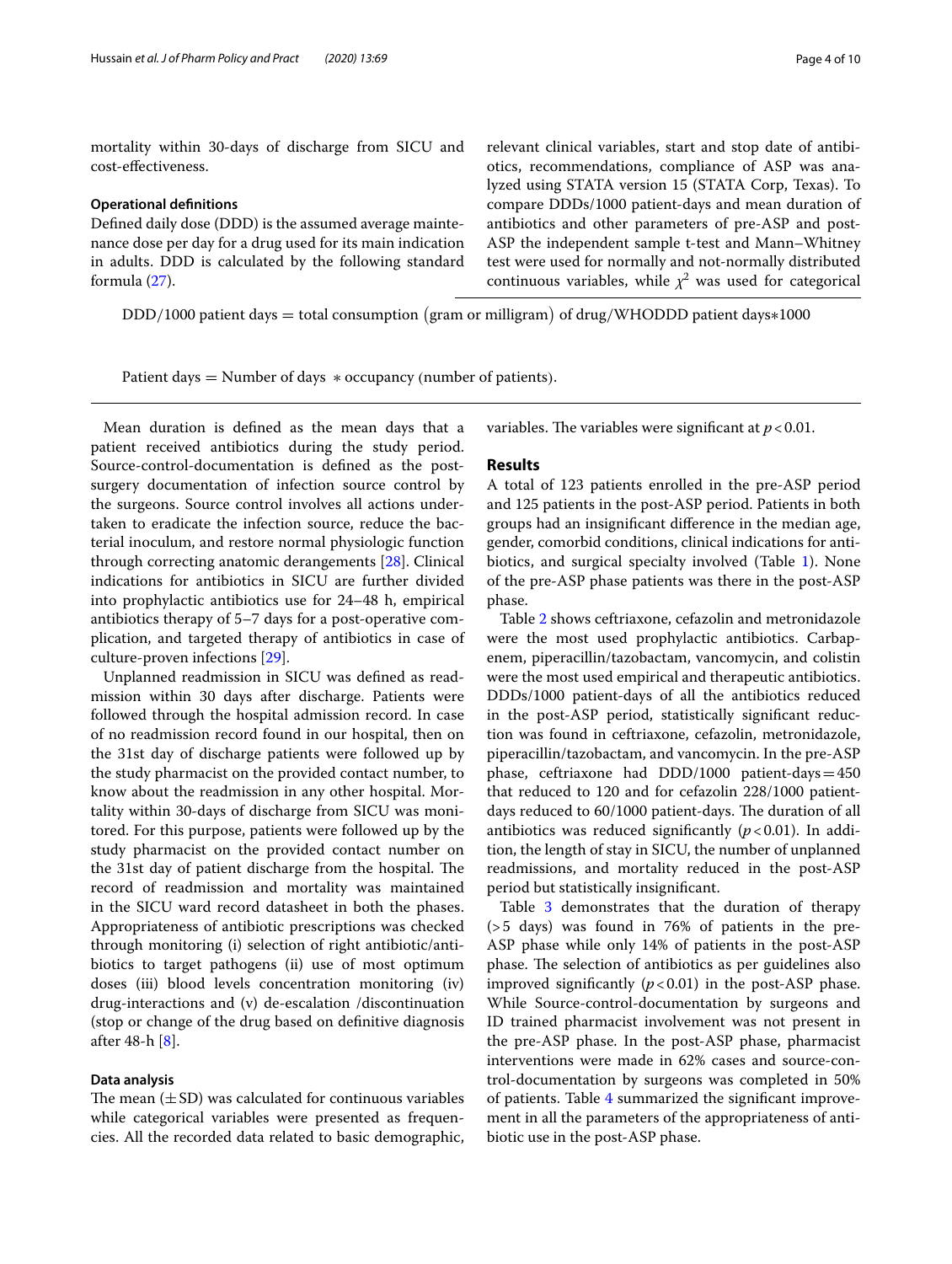mortality within 30-days of discharge from SICU and cost-effectiveness.

### Operational definitions

Defined daily dose (DDD) is the assumed average maintenance dose per day for a drug used for its main indication in adults. DDD is calculated by the following standard formula (27).

$$\text{DDD/1000 patient days} = \text{total consumption (gram or milligram) of drug/WHODDD patient days} * 1000$$

$$\text{Patient days} = \text{Number of days} * \text{occupancy (number of patients)}.$$

Mean duration is defined as the mean days that a patient received antibiotics during the study period. Source-control-documentation is defined as the post-surgery documentation of infection source control by the surgeons. Source control involves all actions undertaken to eradicate the infection source, reduce the bacterial inoculum, and restore normal physiologic function through correcting anatomic derangements [28]. Clinical indications for antibiotics in SICU are further divided into prophylactic antibiotics use for 24–48 h, empirical antibiotics therapy of 5–7 days for a post-operative complication, and targeted therapy of antibiotics in case of culture-proven infections [29].

Unplanned readmission in SICU was defined as readmission within 30 days after discharge. Patients were followed through the hospital admission record. In case of no readmission record found in our hospital, then on the 31st day of discharge patients were followed up by the study pharmacist on the provided contact number, to know about the readmission in any other hospital. Mortality within 30-days of discharge from SICU was monitored. For this purpose, patients were followed up by the study pharmacist on the provided contact number on the 31st day of patient discharge from the hospital. The record of readmission and mortality was maintained in the SICU ward record datasheet in both the phases. Appropriateness of antibiotic prescriptions was checked through monitoring (i) selection of right antibiotic/antibiotics to target pathogens (ii) use of most optimum doses (iii) blood levels concentration monitoring (iv) drug-interactions and (v) de-escalation /discontinuation (stop or change of the drug based on definitive diagnosis after 48-h [8].

### Data analysis

The mean (±SD) was calculated for continuous variables while categorical variables were presented as frequencies. All the recorded data related to basic demographic, relevant clinical variables, start and stop date of antibiotics, recommendations, compliance of ASP was analyzed using STATA version 15 (STATA Corp, Texas). To compare DDDs/1000 patient-days and mean duration of antibiotics and other parameters of pre-ASP and post-ASP the independent sample t-test and Mann–Whitney test were used for normally and not-normally distributed continuous variables, while $\chi^2$ was used for categorical variables. The variables were significant at $p < 0.01$.

## Results

A total of 123 patients enrolled in the pre-ASP period and 125 patients in the post-ASP period. Patients in both groups had an insignificant difference in the median age, gender, comorbid conditions, clinical indications for antibiotics, and surgical specialty involved (Table 1). None of the pre-ASP phase patients was there in the post-ASP phase.

Table 2 shows ceftriaxone, cefazolin and metronidazole were the most used prophylactic antibiotics. Carbapenem, piperacillin/tazobactam, vancomycin, and colistin were the most used empirical and therapeutic antibiotics. DDDs/1000 patient-days of all the antibiotics reduced in the post-ASP period, statistically significant reduction was found in ceftriaxone, cefazolin, metronidazole, piperacillin/tazobactam, and vancomycin. In the pre-ASP phase, ceftriaxone had DDD/1000 patient-days = 450 that reduced to 120 and for cefazolin 228/1000 patient-days reduced to 60/1000 patient-days. The duration of all antibiotics was reduced significantly ($p < 0.01$). In addition, the length of stay in SICU, the number of unplanned readmissions, and mortality reduced in the post-ASP period but statistically insignificant.

Table 3 demonstrates that the duration of therapy (>5 days) was found in 76% of patients in the pre-ASP phase while only 14% of patients in the post-ASP phase. The selection of antibiotics as per guidelines also improved significantly ($p < 0.01$) in the post-ASP phase. While Source-control-documentation by surgeons and ID trained pharmacist involvement was not present in the pre-ASP phase. In the post-ASP phase, pharmacist interventions were made in 62% cases and source-control-documentation by surgeons was completed in 50% of patients. Table 4 summarized the significant improvement in all the parameters of the appropriateness of antibiotic use in the post-ASP phase.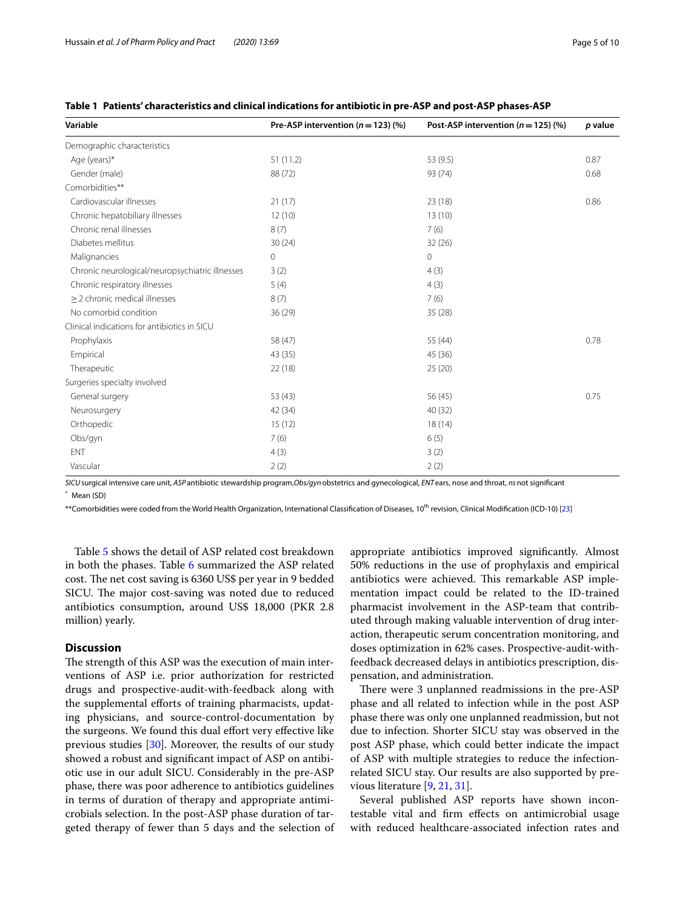**Table 1 Patients' characteristics and clinical indications for antibiotic in pre-ASP and post-ASP phases-ASP**

| Variable | Pre-ASP intervention ($n = 123$) (%) | Post-ASP intervention ($n = 125$) (%) | *p* value |
|---|---|---|---|
| Demographic characteristics | | | |
| Age (years)* | 51 (11.2) | 53 (9.5) | 0.87 |
| Gender (male) | 88 (72) | 93 (74) | 0.68 |
| Comorbidities** | | | |
| Cardiovascular illnesses | 21 (17) | 23 (18) | 0.86 |
| Chronic hepatobiliary illnesses | 12 (10) | 13 (10) | |
| Chronic renal illnesses | 8 (7) | 7 (6) | |
| Diabetes mellitus | 30 (24) | 32 (26) | |
| Malignancies | 0 | 0 | |
| Chronic neurological/neuropsychiatric illnesses | 3 (2) | 4 (3) | |
| Chronic respiratory illnesses | 5 (4) | 4 (3) | |
| ≥ 2 chronic medical illnesses | 8 (7) | 7 (6) | |
| No comorbid condition | 36 (29) | 35 (28) | |
| Clinical indications for antibiotics in SICU | | | |
| Prophylaxis | 58 (47) | 55 (44) | 0.78 |
| Empirical | 43 (35) | 45 (36) | |
| Therapeutic | 22 (18) | 25 (20) | |
| Surgeries specialty involved | | | |
| General surgery | 53 (43) | 56 (45) | 0.75 |
| Neurosurgery | 42 (34) | 40 (32) | |
| Orthopedic | 15 (12) | 18 (14) | |
| Obs/gyn | 7 (6) | 6 (5) | |
| ENT | 4 (3) | 3 (2) | |
| Vascular | 2 (2) | 2 (2) | |

*SICU* surgical intensive care unit, *ASP* antibiotic stewardship program, *Obs/gyn* obstetrics and gynecological, *ENT* ears, nose and throat, *ns* not significant

\* Mean (SD)

**Comorbidities were coded from the World Health Organization, International Classification of Diseases, 10th revision, Clinical Modification (ICD-10) [23]

Table 5 shows the detail of ASP related cost breakdown in both the phases. Table 6 summarized the ASP related cost. The net cost saving is 6360 US$ per year in 9 bedded SICU. The major cost-saving was noted due to reduced antibiotics consumption, around US$ 18,000 (PKR 2.8 million) yearly.

## Discussion

The strength of this ASP was the execution of main interventions of ASP i.e. prior authorization for restricted drugs and prospective-audit-with-feedback along with the supplemental efforts of training pharmacists, updating physicians, and source-control-documentation by the surgeons. We found this dual effort very effective like previous studies [30]. Moreover, the results of our study showed a robust and significant impact of ASP on antibiotic use in our adult SICU. Considerably in the pre-ASP phase, there was poor adherence to antibiotics guidelines in terms of duration of therapy and appropriate antimicrobials selection. In the post-ASP phase duration of targeted therapy of fewer than 5 days and the selection of appropriate antibiotics improved significantly. Almost 50% reductions in the use of prophylaxis and empirical antibiotics were achieved. This remarkable ASP implementation impact could be related to the ID-trained pharmacist involvement in the ASP-team that contributed through making valuable intervention of drug interaction, therapeutic serum concentration monitoring, and doses optimization in 62% cases. Prospective-audit-with-feedback decreased delays in antibiotics prescription, dispensation, and administration.

There were 3 unplanned readmissions in the pre-ASP phase and all related to infection while in the post ASP phase there was only one unplanned readmission, but not due to infection. Shorter SICU stay was observed in the post ASP phase, which could better indicate the impact of ASP with multiple strategies to reduce the infection-related SICU stay. Our results are also supported by previous literature [9, 21, 31].

Several published ASP reports have shown incontestable vital and firm effects on antimicrobial usage with reduced healthcare-associated infection rates and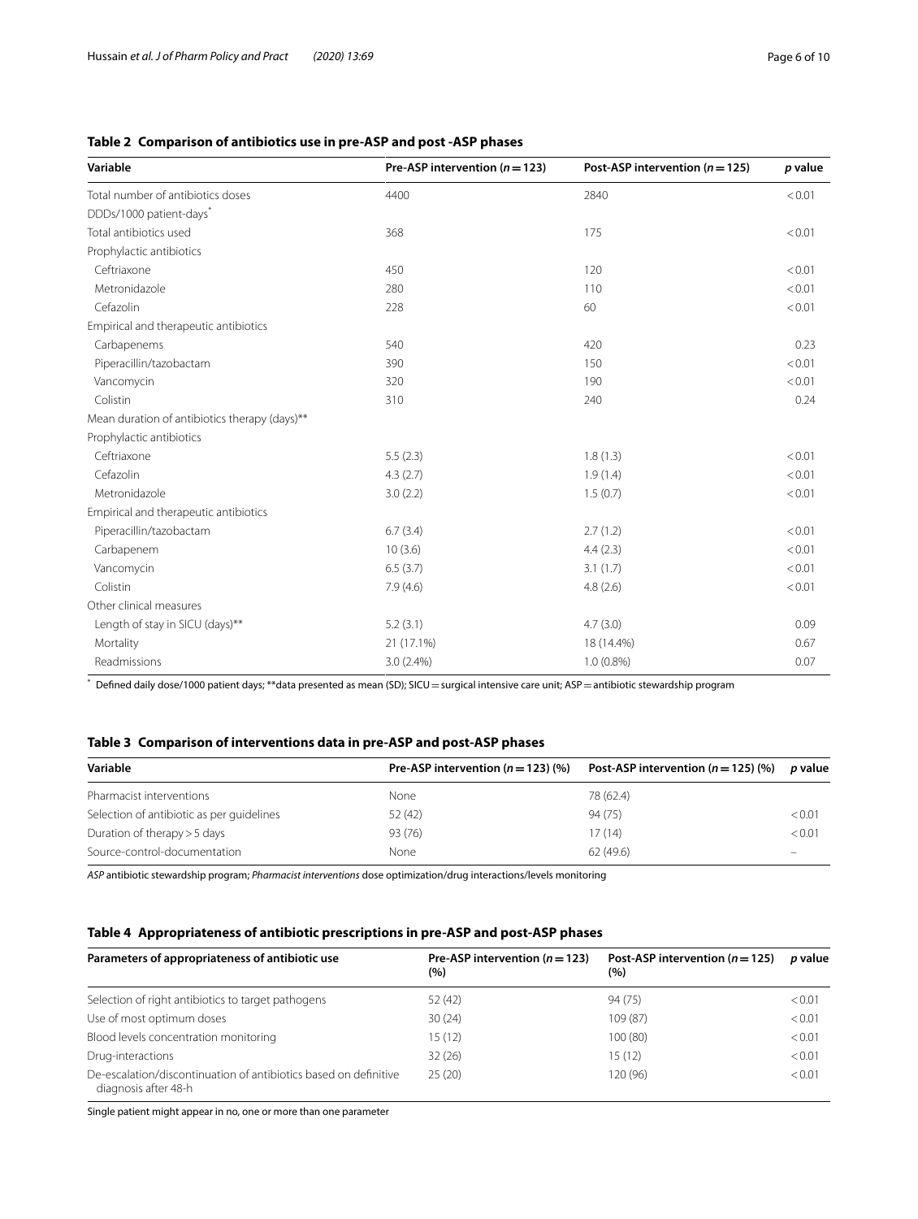**Table 2 Comparison of antibiotics use in pre-ASP and post -ASP phases**

| Variable | Pre-ASP intervention ($n = 123$) | Post-ASP intervention ($n = 125$) | *p* value |
|---|---|---|---|
| Total number of antibiotics doses | 4400 | 2840 | < 0.01 |
| DDDs/1000 patient-days* | | | |
| Total antibiotics used | 368 | 175 | < 0.01 |
| Prophylactic antibiotics | | | |
| Ceftriaxone | 450 | 120 | < 0.01 |
| Metronidazole | 280 | 110 | < 0.01 |
| Cefazolin | 228 | 60 | < 0.01 |
| Empirical and therapeutic antibiotics | | | |
| Carbapenems | 540 | 420 | 0.23 |
| Piperacillin/tazobactam | 390 | 150 | < 0.01 |
| Vancomycin | 320 | 190 | < 0.01 |
| Colistin | 310 | 240 | 0.24 |
| Mean duration of antibiotics therapy (days)** | | | |
| Prophylactic antibiotics | | | |
| Ceftriaxone | 5.5 (2.3) | 1.8 (1.3) | < 0.01 |
| Cefazolin | 4.3 (2.7) | 1.9 (1.4) | < 0.01 |
| Metronidazole | 3.0 (2.2) | 1.5 (0.7) | < 0.01 |
| Empirical and therapeutic antibiotics | | | |
| Piperacillin/tazobactam | 6.7 (3.4) | 2.7 (1.2) | < 0.01 |
| Carbapenem | 10 (3.6) | 4.4 (2.3) | < 0.01 |
| Vancomycin | 6.5 (3.7) | 3.1 (1.7) | < 0.01 |
| Colistin | 7.9 (4.6) | 4.8 (2.6) | < 0.01 |
| Other clinical measures | | | |
| Length of stay in SICU (days)** | 5.2 (3.1) | 4.7 (3.0) | 0.09 |
| Mortality | 21 (17.1%) | 18 (14.4%) | 0.67 |
| Readmissions | 3.0 (2.4%) | 1.0 (0.8%) | 0.07 |

* Defined daily dose/1000 patient days; **data presented as mean (SD); SICU = surgical intensive care unit; ASP = antibiotic stewardship program

**Table 3 Comparison of interventions data in pre-ASP and post-ASP phases**

| Variable | Pre-ASP intervention ($n = 123$) (%) | Post-ASP intervention ($n = 125$) (%) | *p* value |
|---|---|---|---|
| Pharmacist interventions | None | 78 (62.4) | |
| Selection of antibiotic as per guidelines | 52 (42) | 94 (75) | < 0.01 |
| Duration of therapy > 5 days | 93 (76) | 17 (14) | < 0.01 |
| Source-control-documentation | None | 62 (49.6) | – |

*ASP* antibiotic stewardship program; *Pharmacist interventions* dose optimization/drug interactions/levels monitoring

**Table 4 Appropriateness of antibiotic prescriptions in pre-ASP and post-ASP phases**

| Parameters of appropriateness of antibiotic use | Pre-ASP intervention ($n = 123$) (%) | Post-ASP intervention ($n = 125$) (%) | *p* value |
|---|---|---|---|
| Selection of right antibiotics to target pathogens | 52 (42) | 94 (75) | < 0.01 |
| Use of most optimum doses | 30 (24) | 109 (87) | < 0.01 |
| Blood levels concentration monitoring | 15 (12) | 100 (80) | < 0.01 |
| Drug-interactions | 32 (26) | 15 (12) | < 0.01 |
| De-escalation/discontinuation of antibiotics based on definitive diagnosis after 48-h | 25 (20) | 120 (96) | < 0.01 |

Single patient might appear in no, one or more than one parameter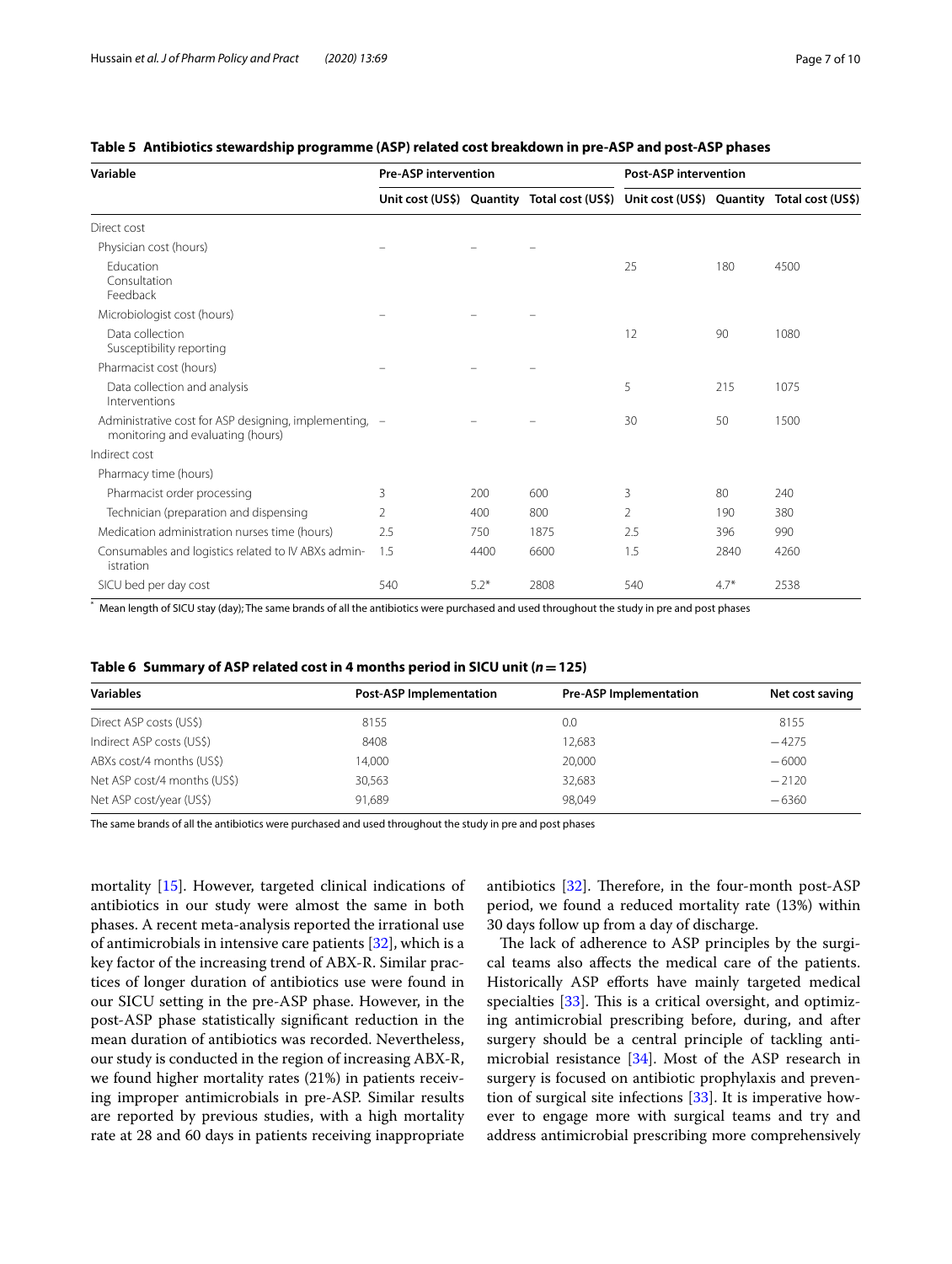**Table 5 Antibiotics stewardship programme (ASP) related cost breakdown in pre-ASP and post-ASP phases**

| Variable | Pre-ASP intervention | | | Post-ASP intervention | | |
|---|---|---|---|---|---|---|
| | Unit cost (US$) | Quantity | Total cost (US$) | Unit cost (US$) | Quantity | Total cost (US$) |
| Direct cost | | | | | | |
| Physician cost (hours) | – | – | – | | | |
| Education<br>Consultation<br>Feedback | | | | 25 | 180 | 4500 |
| Microbiologist cost (hours) | – | – | – | | | |
| Data collection<br>Susceptibility reporting | | | | 12 | 90 | 1080 |
| Pharmacist cost (hours) | – | – | – | | | |
| Data collection and analysis<br>Interventions | | | | 5 | 215 | 1075 |
| Administrative cost for ASP designing, implementing, monitoring and evaluating (hours) | – | – | – | 30 | 50 | 1500 |
| Indirect cost | | | | | | |
| Pharmacy time (hours) | | | | | | |
| Pharmacist order processing | 3 | 200 | 600 | 3 | 80 | 240 |
| Technician (preparation and dispensing | 2 | 400 | 800 | 2 | 190 | 380 |
| Medication administration nurses time (hours) | 2.5 | 750 | 1875 | 2.5 | 396 | 990 |
| Consumables and logistics related to IV ABXs administration | 1.5 | 4400 | 6600 | 1.5 | 2840 | 4260 |
| SICU bed per day cost | 540 | 5.2* | 2808 | 540 | 4.7* | 2538 |

* Mean length of SICU stay (day); The same brands of all the antibiotics were purchased and used throughout the study in pre and post phases

**Table 6 Summary of ASP related cost in 4 months period in SICU unit (*n* = 125)**

| Variables | Post-ASP Implementation | Pre-ASP Implementation | Net cost saving |
|---|---|---|---|
| Direct ASP costs (US$) | 8155 | 0.0 | 8155 |
| Indirect ASP costs (US$) | 8408 | 12,683 | −4275 |
| ABXs cost/4 months (US$) | 14,000 | 20,000 | −6000 |
| Net ASP cost/4 months (US$) | 30,563 | 32,683 | −2120 |
| Net ASP cost/year (US$) | 91,689 | 98,049 | −6360 |

The same brands of all the antibiotics were purchased and used throughout the study in pre and post phases

mortality [15]. However, targeted clinical indications of antibiotics in our study were almost the same in both phases. A recent meta-analysis reported the irrational use of antimicrobials in intensive care patients [32], which is a key factor of the increasing trend of ABX-R. Similar practices of longer duration of antibiotics use were found in our SICU setting in the pre-ASP phase. However, in the post-ASP phase statistically significant reduction in the mean duration of antibiotics was recorded. Nevertheless, our study is conducted in the region of increasing ABX-R, we found higher mortality rates (21%) in patients receiving improper antimicrobials in pre-ASP. Similar results are reported by previous studies, with a high mortality rate at 28 and 60 days in patients receiving inappropriate antibiotics [32]. Therefore, in the four-month post-ASP period, we found a reduced mortality rate (13%) within 30 days follow up from a day of discharge.

The lack of adherence to ASP principles by the surgical teams also affects the medical care of the patients. Historically ASP efforts have mainly targeted medical specialties [33]. This is a critical oversight, and optimizing antimicrobial prescribing before, during, and after surgery should be a central principle of tackling antimicrobial resistance [34]. Most of the ASP research in surgery is focused on antibiotic prophylaxis and prevention of surgical site infections [33]. It is imperative however to engage more with surgical teams and try and address antimicrobial prescribing more comprehensively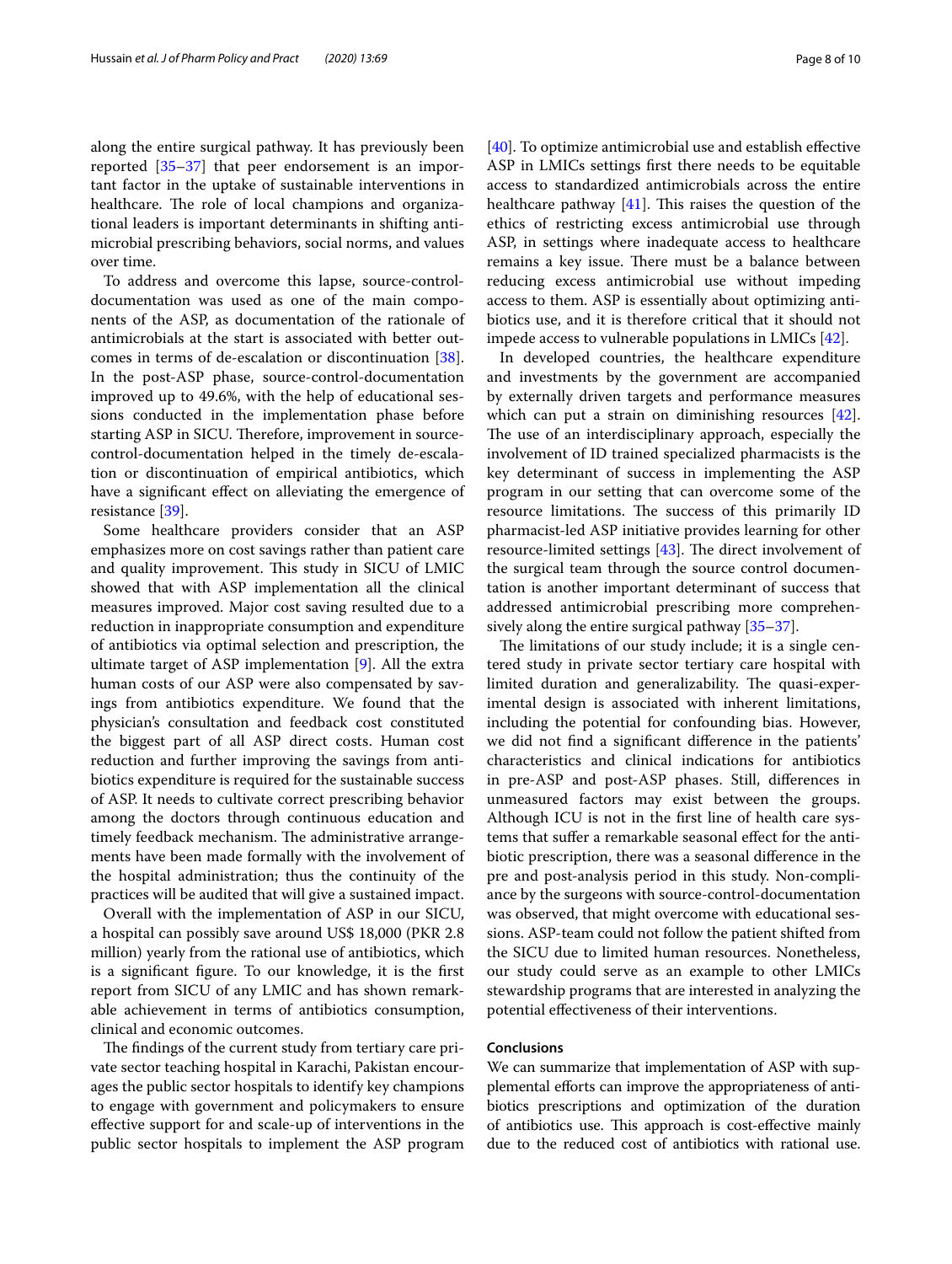along the entire surgical pathway. It has previously been reported [35–37] that peer endorsement is an important factor in the uptake of sustainable interventions in healthcare. The role of local champions and organizational leaders is important determinants in shifting antimicrobial prescribing behaviors, social norms, and values over time.

To address and overcome this lapse, source-control-documentation was used as one of the main components of the ASP, as documentation of the rationale of antimicrobials at the start is associated with better outcomes in terms of de-escalation or discontinuation [38]. In the post-ASP phase, source-control-documentation improved up to 49.6%, with the help of educational sessions conducted in the implementation phase before starting ASP in SICU. Therefore, improvement in source-control-documentation helped in the timely de-escalation or discontinuation of empirical antibiotics, which have a significant effect on alleviating the emergence of resistance [39].

Some healthcare providers consider that an ASP emphasizes more on cost savings rather than patient care and quality improvement. This study in SICU of LMIC showed that with ASP implementation all the clinical measures improved. Major cost saving resulted due to a reduction in inappropriate consumption and expenditure of antibiotics via optimal selection and prescription, the ultimate target of ASP implementation [9]. All the extra human costs of our ASP were also compensated by savings from antibiotics expenditure. We found that the physician's consultation and feedback cost constituted the biggest part of all ASP direct costs. Human cost reduction and further improving the savings from antibiotics expenditure is required for the sustainable success of ASP. It needs to cultivate correct prescribing behavior among the doctors through continuous education and timely feedback mechanism. The administrative arrangements have been made formally with the involvement of the hospital administration; thus the continuity of the practices will be audited that will give a sustained impact.

Overall with the implementation of ASP in our SICU, a hospital can possibly save around US$ 18,000 (PKR 2.8 million) yearly from the rational use of antibiotics, which is a significant figure. To our knowledge, it is the first report from SICU of any LMIC and has shown remarkable achievement in terms of antibiotics consumption, clinical and economic outcomes.

The findings of the current study from tertiary care private sector teaching hospital in Karachi, Pakistan encourages the public sector hospitals to identify key champions to engage with government and policymakers to ensure effective support for and scale-up of interventions in the public sector hospitals to implement the ASP program [40]. To optimize antimicrobial use and establish effective ASP in LMICs settings first there needs to be equitable access to standardized antimicrobials across the entire healthcare pathway [41]. This raises the question of the ethics of restricting excess antimicrobial use through ASP, in settings where inadequate access to healthcare remains a key issue. There must be a balance between reducing excess antimicrobial use without impeding access to them. ASP is essentially about optimizing antibiotics use, and it is therefore critical that it should not impede access to vulnerable populations in LMICs [42].

In developed countries, the healthcare expenditure and investments by the government are accompanied by externally driven targets and performance measures which can put a strain on diminishing resources [42]. The use of an interdisciplinary approach, especially the involvement of ID trained specialized pharmacists is the key determinant of success in implementing the ASP program in our setting that can overcome some of the resource limitations. The success of this primarily ID pharmacist-led ASP initiative provides learning for other resource-limited settings [43]. The direct involvement of the surgical team through the source control documentation is another important determinant of success that addressed antimicrobial prescribing more comprehensively along the entire surgical pathway [35–37].

The limitations of our study include; it is a single centered study in private sector tertiary care hospital with limited duration and generalizability. The quasi-experimental design is associated with inherent limitations, including the potential for confounding bias. However, we did not find a significant difference in the patients' characteristics and clinical indications for antibiotics in pre-ASP and post-ASP phases. Still, differences in unmeasured factors may exist between the groups. Although ICU is not in the first line of health care systems that suffer a remarkable seasonal effect for the antibiotic prescription, there was a seasonal difference in the pre and post-analysis period in this study. Non-compliance by the surgeons with source-control-documentation was observed, that might overcome with educational sessions. ASP-team could not follow the patient shifted from the SICU due to limited human resources. Nonetheless, our study could serve as an example to other LMICs stewardship programs that are interested in analyzing the potential effectiveness of their interventions.

## Conclusions

We can summarize that implementation of ASP with supplemental efforts can improve the appropriateness of antibiotics prescriptions and optimization of the duration of antibiotics use. This approach is cost-effective mainly due to the reduced cost of antibiotics with rational use.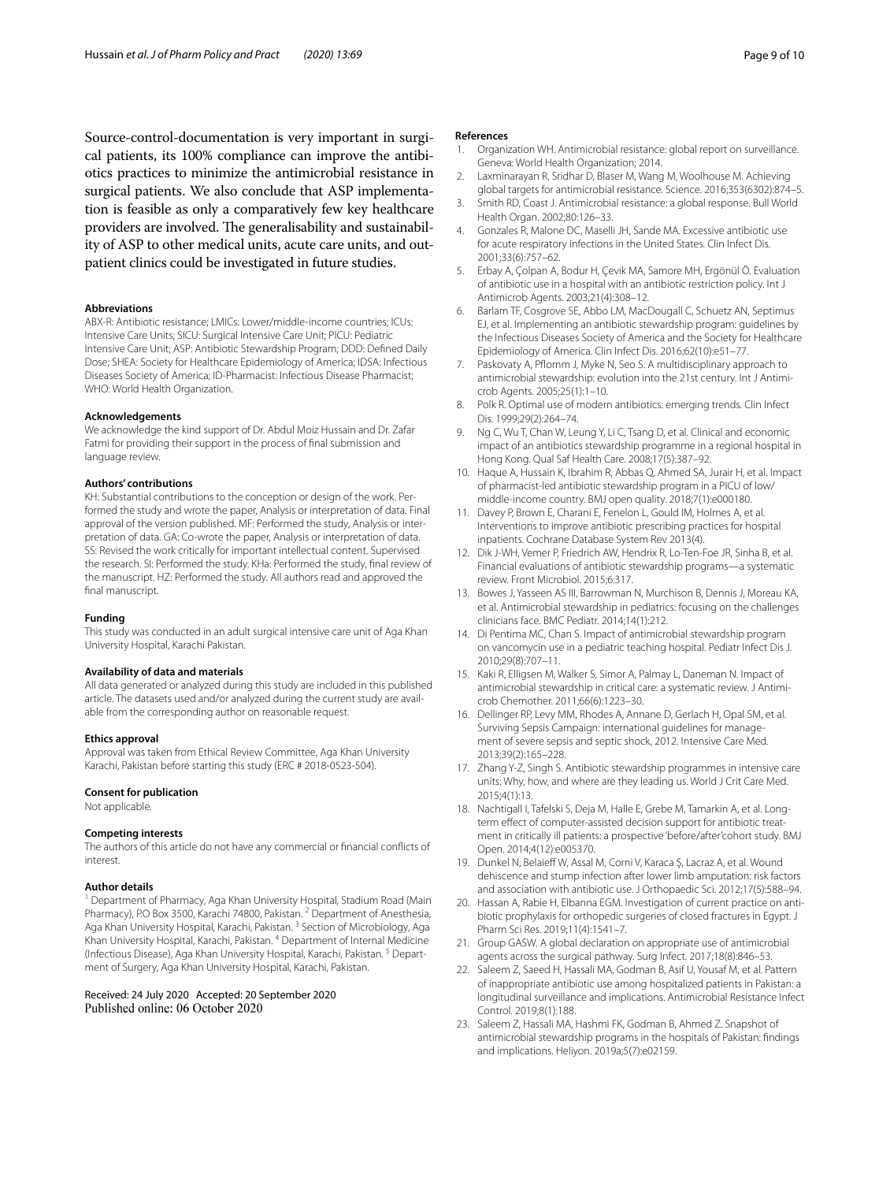Source-control-documentation is very important in surgical patients, its 100% compliance can improve the antibiotics practices to minimize the antimicrobial resistance in surgical patients. We also conclude that ASP implementation is feasible as only a comparatively few key healthcare providers are involved. The generalisability and sustainability of ASP to other medical units, acute care units, and outpatient clinics could be investigated in future studies.

#### Abbreviations

ABX-R: Antibiotic resistance; LMICs: Lower/middle-income countries; ICUs: Intensive Care Units; SICU: Surgical Intensive Care Unit; PICU: Pediatric Intensive Care Unit; ASP: Antibiotic Stewardship Program; DDD: Defined Daily Dose; SHEA: Society for Healthcare Epidemiology of America; IDSA: Infectious Diseases Society of America; ID-Pharmacist: Infectious Disease Pharmacist; WHO: World Health Organization.

#### Acknowledgements

We acknowledge the kind support of Dr. Abdul Moiz Hussain and Dr. Zafar Fatmi for providing their support in the process of final submission and language review.

#### Authors' contributions

KH: Substantial contributions to the conception or design of the work. Performed the study and wrote the paper, Analysis or interpretation of data. Final approval of the version published. MF: Performed the study, Analysis or interpretation of data. GA: Co-wrote the paper, Analysis or interpretation of data. SS: Revised the work critically for important intellectual content. Supervised the research. SI: Performed the study. KHa: Performed the study, final review of the manuscript. HZ: Performed the study. All authors read and approved the final manuscript.

#### Funding

This study was conducted in an adult surgical intensive care unit of Aga Khan University Hospital, Karachi Pakistan.

#### Availability of data and materials

All data generated or analyzed during this study are included in this published article. The datasets used and/or analyzed during the current study are available from the corresponding author on reasonable request.

#### Ethics approval

Approval was taken from Ethical Review Committee, Aga Khan University Karachi, Pakistan before starting this study (ERC # 2018-0523-504).

#### Consent for publication

Not applicable.

#### Competing interests

The authors of this article do not have any commercial or financial conflicts of interest.

#### Author details

[1] Department of Pharmacy, Aga Khan University Hospital, Stadium Road (Main Pharmacy), P.O Box 3500, Karachi 74800, Pakistan. [2] Department of Anesthesia, Aga Khan University Hospital, Karachi, Pakistan. [3] Section of Microbiology, Aga Khan University Hospital, Karachi, Pakistan. [4] Department of Internal Medicine (Infectious Disease), Aga Khan University Hospital, Karachi, Pakistan. [5] Department of Surgery, Aga Khan University Hospital, Karachi, Pakistan.

Received: 24 July 2020 Accepted: 20 September 2020
Published online: 06 October 2020

#### References

1. Organization WH. Antimicrobial resistance: global report on surveillance. Geneva: World Health Organization; 2014.
2. Laxminarayan R, Sridhar D, Blaser M, Wang M, Woolhouse M. Achieving global targets for antimicrobial resistance. Science. 2016;353(6302):874–5.
3. Smith RD, Coast J. Antimicrobial resistance: a global response. Bull World Health Organ. 2002;80:126–33.
4. Gonzales R, Malone DC, Maselli JH, Sande MA. Excessive antibiotic use for acute respiratory infections in the United States. Clin Infect Dis. 2001;33(6):757–62.
5. Erbay A, Çolpan A, Bodur H, Çevik MA, Samore MH, Ergönül Ö. Evaluation of antibiotic use in a hospital with an antibiotic restriction policy. Int J Antimicrob Agents. 2003;21(4):308–12.
6. Barlam TF, Cosgrove SE, Abbo LM, MacDougall C, Schuetz AN, Septimus EJ, et al. Implementing an antibiotic stewardship program: guidelines by the Infectious Diseases Society of America and the Society for Healthcare Epidemiology of America. Clin Infect Dis. 2016;62(10):e51–77.
7. Paskovaty A, Pflomm J, Myke N, Seo S. A multidisciplinary approach to antimicrobial stewardship: evolution into the 21st century. Int J Antimicrob Agents. 2005;25(1):1–10.
8. Polk R. Optimal use of modern antibiotics: emerging trends. Clin Infect Dis. 1999;29(2):264–74.
9. Ng C, Wu T, Chan W, Leung Y, Li C, Tsang D, et al. Clinical and economic impact of an antibiotics stewardship programme in a regional hospital in Hong Kong. Qual Saf Health Care. 2008;17(5):387–92.
10. Haque A, Hussain K, Ibrahim R, Abbas Q, Ahmed SA, Jurair H, et al. Impact of pharmacist-led antibiotic stewardship program in a PICU of low/middle-income country. BMJ open quality. 2018;7(1):e000180.
11. Davey P, Brown E, Charani E, Fenelon L, Gould IM, Holmes A, et al. Interventions to improve antibiotic prescribing practices for hospital inpatients. Cochrane Database System Rev 2013(4).
12. Dik J-WH, Vemer P, Friedrich AW, Hendrix R, Lo-Ten-Foe JR, Sinha B, et al. Financial evaluations of antibiotic stewardship programs—a systematic review. Front Microbiol. 2015;6:317.
13. Bowes J, Yasseen AS III, Barrowman N, Murchison B, Dennis J, Moreau KA, et al. Antimicrobial stewardship in pediatrics: focusing on the challenges clinicians face. BMC Pediatr. 2014;14(1):212.
14. Di Pentima MC, Chan S. Impact of antimicrobial stewardship program on vancomycin use in a pediatric teaching hospital. Pediatr Infect Dis J. 2010;29(8):707–11.
15. Kaki R, Elligsen M, Walker S, Simor A, Palmay L, Daneman N. Impact of antimicrobial stewardship in critical care: a systematic review. J Antimicrob Chemother. 2011;66(6):1223–30.
16. Dellinger RP, Levy MM, Rhodes A, Annane D, Gerlach H, Opal SM, et al. Surviving Sepsis Campaign: international guidelines for management of severe sepsis and septic shock, 2012. Intensive Care Med. 2013;39(2):165–228.
17. Zhang Y-Z, Singh S. Antibiotic stewardship programmes in intensive care units: Why, how, and where are they leading us. World J Crit Care Med. 2015;4(1):13.
18. Nachtigall I, Tafelski S, Deja M, Halle E, Grebe M, Tamarkin A, et al. Long-term effect of computer-assisted decision support for antibiotic treatment in critically ill patients: a prospective 'before/after'cohort study. BMJ Open. 2014;4(12):e005370.
19. Dunkel N, Belaieff W, Assal M, Corni V, Karaca Ş, Lacraz A, et al. Wound dehiscence and stump infection after lower limb amputation: risk factors and association with antibiotic use. J Orthopaedic Sci. 2012;17(5):588–94.
20. Hassan A, Rabie H, Elbanna EGM. Investigation of current practice on antibiotic prophylaxis for orthopedic surgeries of closed fractures in Egypt. J Pharm Sci Res. 2019;11(4):1541–7.
21. Group GASW. A global declaration on appropriate use of antimicrobial agents across the surgical pathway. Surg Infect. 2017;18(8):846–53.
22. Saleem Z, Saeed H, Hassali MA, Godman B, Asif U, Yousaf M, et al. Pattern of inappropriate antibiotic use among hospitalized patients in Pakistan: a longitudinal surveillance and implications. Antimicrobial Resistance Infect Control. 2019;8(1):188.
23. Saleem Z, Hassali MA, Hashmi FK, Godman B, Ahmed Z. Snapshot of antimicrobial stewardship programs in the hospitals of Pakistan: findings and implications. Heliyon. 2019a;5(7):e02159.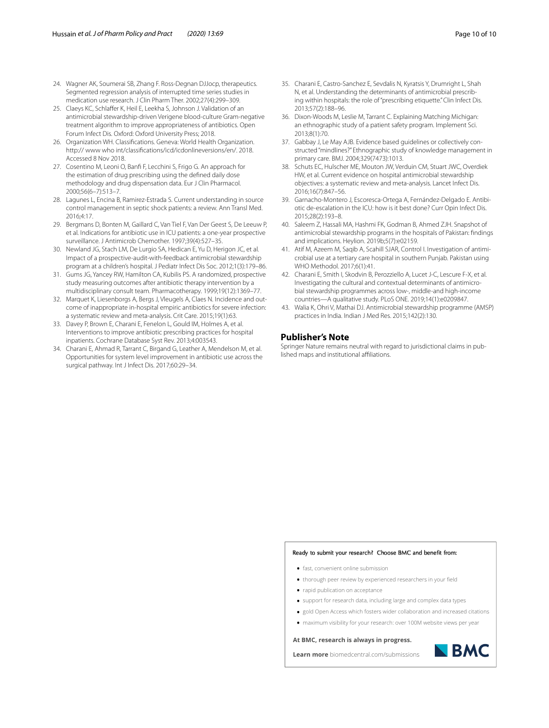24. Wagner AK, Soumerai SB, Zhang F. Ross-Degnan DJJocp, therapeutics. Segmented regression analysis of interrupted time series studies in medication use research. J Clin Pharm Ther. 2002;27(4):299–309.
25. Claeys KC, Schlaffer K, Heil E, Leekha S, Johnson J. Validation of an antimicrobial stewardship-driven Verigene blood-culture Gram-negative treatment algorithm to improve appropriateness of antibiotics. Open Forum Infect Dis. Oxford: Oxford University Press; 2018.
26. Organization WH. Classifications. Geneva: World Health Organization. http:// www who int/classifications/icd/icdonlineversions/en/. 2018. Accessed 8 Nov 2018.
27. Cosentino M, Leoni O, Banfi F, Lecchini S, Frigo G. An approach for the estimation of drug prescribing using the defined daily dose methodology and drug dispensation data. Eur J Clin Pharmacol. 2000;56(6–7):513–7.
28. Lagunes L, Encina B, Ramirez-Estrada S. Current understanding in source control management in septic shock patients: a review. Ann Transl Med. 2016;4:17.
29. Bergmans D, Bonten M, Gaillard C, Van Tiel F, Van Der Geest S, De Leeuw P, et al. Indications for antibiotic use in ICU patients: a one-year prospective surveillance. J Antimicrob Chemother. 1997;39(4):527–35.
30. Newland JG, Stach LM, De Lurgio SA, Hedican E, Yu D, Herigon JC, et al. Impact of a prospective-audit-with-feedback antimicrobial stewardship program at a children's hospital. J Pediatr Infect Dis Soc. 2012;1(3):179–86.
31. Gums JG, Yancey RW, Hamilton CA, Kubilis PS. A randomized, prospective study measuring outcomes after antibiotic therapy intervention by a multidisciplinary consult team. Pharmacotherapy. 1999;19(12):1369–77.
32. Marquet K, Liesenborgs A, Bergs J, Vleugels A, Claes N. Incidence and outcome of inappropriate in-hospital empiric antibiotics for severe infection: a systematic review and meta-analysis. Crit Care. 2015;19(1):63.
33. Davey P, Brown E, Charani E, Fenelon L, Gould IM, Holmes A, et al. Interventions to improve antibiotic prescribing practices for hospital inpatients. Cochrane Database Syst Rev. 2013;4:003543.
34. Charani E, Ahmad R, Tarrant C, Birgand G, Leather A, Mendelson M, et al. Opportunities for system level improvement in antibiotic use across the surgical pathway. Int J Infect Dis. 2017;60:29–34.
35. Charani E, Castro-Sanchez E, Sevdalis N, Kyratsis Y, Drumright L, Shah N, et al. Understanding the determinants of antimicrobial prescribing within hospitals: the role of "prescribing etiquette." Clin Infect Dis. 2013;57(2):188–96.
36. Dixon-Woods M, Leslie M, Tarrant C. Explaining Matching Michigan: an ethnographic study of a patient safety program. Implement Sci. 2013;8(1):70.
37. Gabbay J, Le May AJB. Evidence based guidelines or collectively constructed "mindlines?" Ethnographic study of knowledge management in primary care. BMJ. 2004;329(7473):1013.
38. Schuts EC, Hulscher ME, Mouton JW, Verduin CM, Stuart JWC, Overdiek HW, et al. Current evidence on hospital antimicrobial stewardship objectives: a systematic review and meta-analysis. Lancet Infect Dis. 2016;16(7):847–56.
39. Garnacho-Montero J, Escoresca-Ortega A, Fernández-Delgado E. Antibiotic de-escalation in the ICU: how is it best done? Curr Opin Infect Dis. 2015;28(2):193–8.
40. Saleem Z, Hassali MA, Hashmi FK, Godman B, Ahmed ZJH. Snapshot of antimicrobial stewardship programs in the hospitals of Pakistan: findings and implications. Heylion. 2019b;5(7):e02159.
41. Atif M, Azeem M, Saqib A, Scahill SJAR, Control I. Investigation of antimicrobial use at a tertiary care hospital in southern Punjab. Pakistan using WHO Methodol. 2017;6(1):41.
42. Charani E, Smith I, Skodvin B, Perozziello A, Lucet J-C, Lescure F-X, et al. Investigating the cultural and contextual determinants of antimicrobial stewardship programmes across low-, middle-and high-income countries—A qualitative study. PLoS ONE. 2019;14(1):e0209847.
43. Walia K, Ohri V, Mathai DJ. Antimicrobial stewardship programme (AMSP) practices in India. Indian J Med Res. 2015;142(2):130.

## Publisher's Note

Springer Nature remains neutral with regard to jurisdictional claims in published maps and institutional affiliations.

Ready to submit your research? Choose BMC and benefit from:

- fast, convenient online submission
- thorough peer review by experienced researchers in your field
- rapid publication on acceptance
- support for research data, including large and complex data types
- gold Open Access which fosters wider collaboration and increased citations
- maximum visibility for your research: over 100M website views per year

**At BMC, research is always in progress.**

**Learn more** biomedcentral.com/submissions

BMC